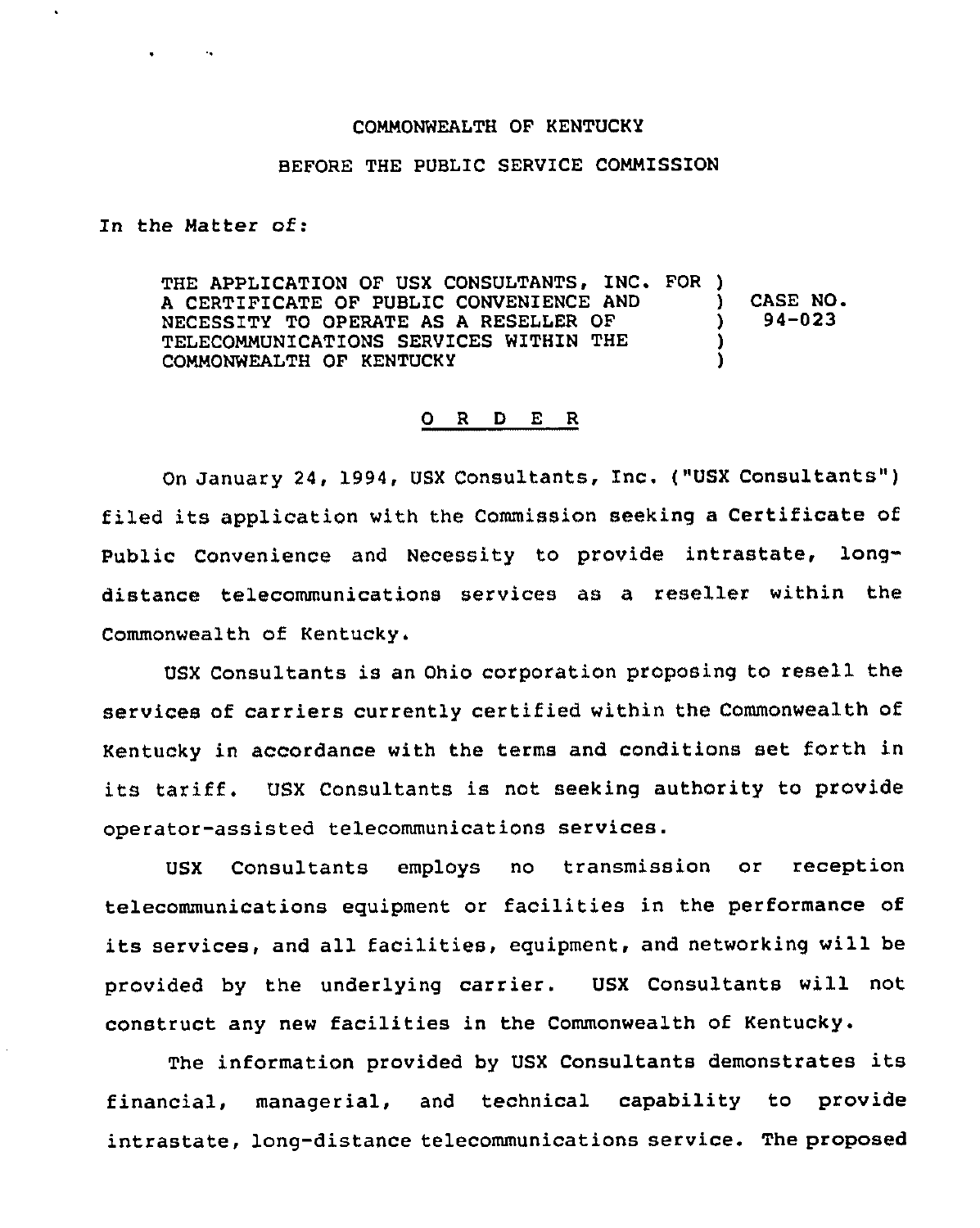COMMONWEALTH OF KENTUCKY

BEFORE THE PUBLIC SERVICE COMMISSION

In the Matter of:

THE APPLICATION OF USX CONSULTANTS, INC. FOR A CERTIFICATE OF PUBLIC CONVENIENCE AND NECESSITY TO OPERATE AS A RESELLER OF TELECOMMUNICATIONS SERVICES WITHIN THE COMMONWEALTH OF KENTUCKY ) CASE NO. 94-023

O R D E R

On January 24, 1994, USX Consultants, Inc. ("USX Consultants") filed its application with the Commission seeking a Certificate of Public Convenience and Necessity to provide intrastate, long-distance telecommunications services as a reseller within the Commonwealth of Kentucky.

USX Consultants is an Ohio corporation proposing to resell the services of carriers currently certified within the Commonwealth of Kentucky in accordance with the terms and conditions set forth in its tariff. USX Consultants is not seeking authority to provide operator-assisted telecommunications services.

USX Consultants employs no transmission or reception telecommunications equipment or facilities in the performance of its services, and all facilities, equipment, and networking will be provided by the underlying carrier. USX Consultants will not construct any new facilities in the Commonwealth of Kentucky.

The information provided by USX Consultants demonstrates its financial, managerial, and technical capability to provide intrastate, long-distance telecommunications service. The proposed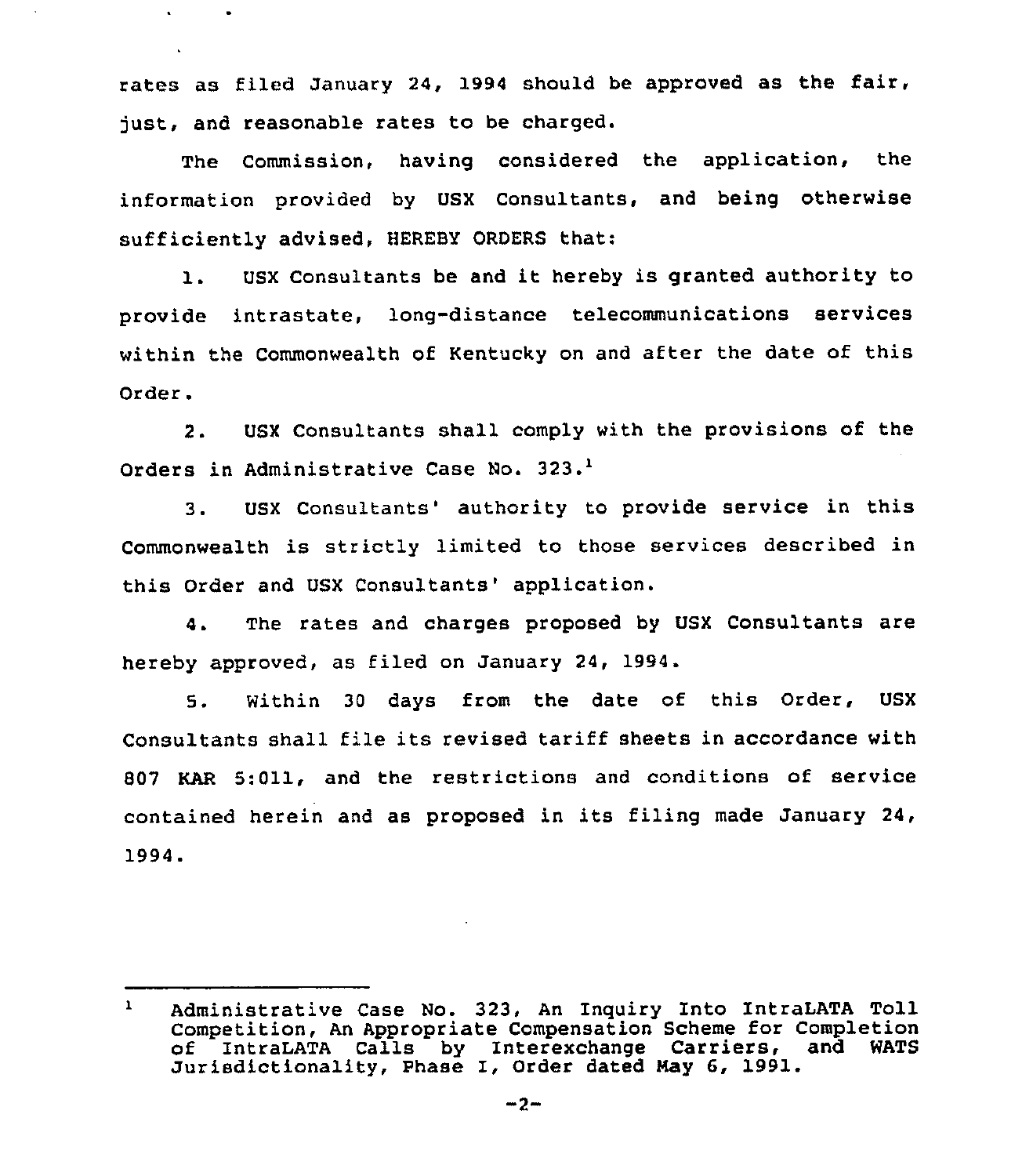rates as filed January 24, 1994 should be approved as the fair, just, and reasonable rates to be charged.

The Commission, having considered the application, the information provided by USX Consultants, and being otherwise sufficiently advised, HEREBY ORDERS that:

1. USX Consultants be and it hereby is granted authority to provide intrastate, long-distance telecommunications services within the Commonwealth of Kentucky on and after the date of this Order.

2. USX Consultants shall comply with the provisions of the Orders in Administrative Case No. 323.[1]

3. USX Consultants' authority to provide service in this Commonwealth is strictly limited to those services described in this Order and USX Consultants' application.

4. The rates and charges proposed by USX Consultants are hereby approved, as filed on January 24, 1994.

5. Within 30 days from the date of this Order, USX Consultants shall file its revised tariff sheets in accordance with 807 KAR 5:011, and the restrictions and conditions of service contained herein and as proposed in its filing made January 24, 1994.

---

[1] Administrative Case No. 323, An Inquiry Into IntraLATA Toll Competition, An Appropriate Compensation Scheme for Completion of IntraLATA Calls by Interexchange Carriers, and WATS Jurisdictionality, Phase I, Order dated May 6, 1991.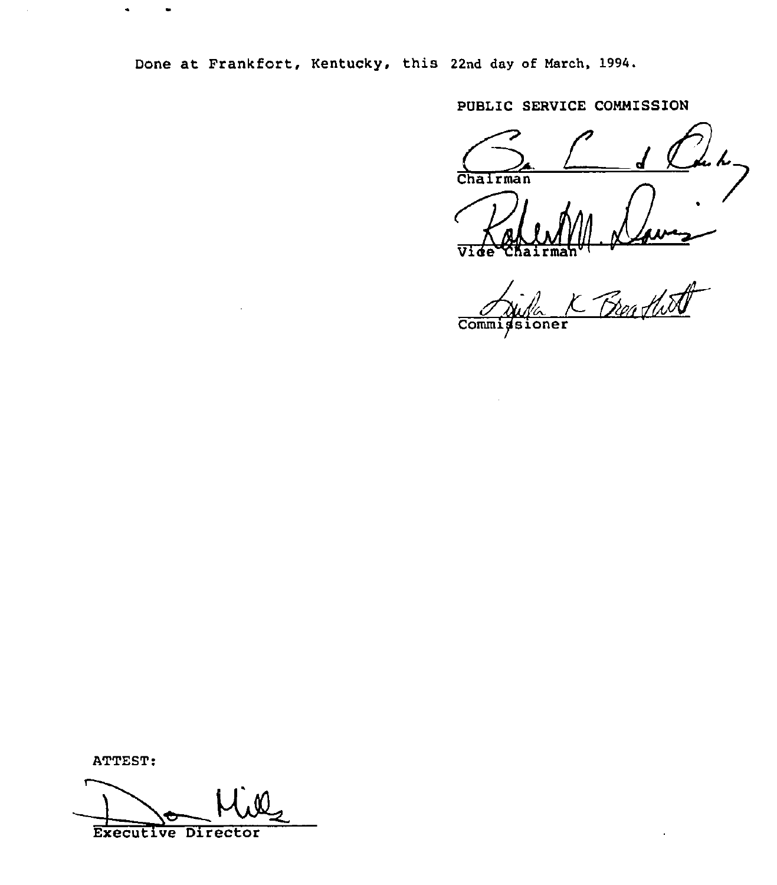Done at Frankfort, Kentucky, this 22nd day of March, 1994.

PUBLIC SERVICE COMMISSION

Chairman

Vice Chairman

Commissioner

ATTEST:

Executive Director